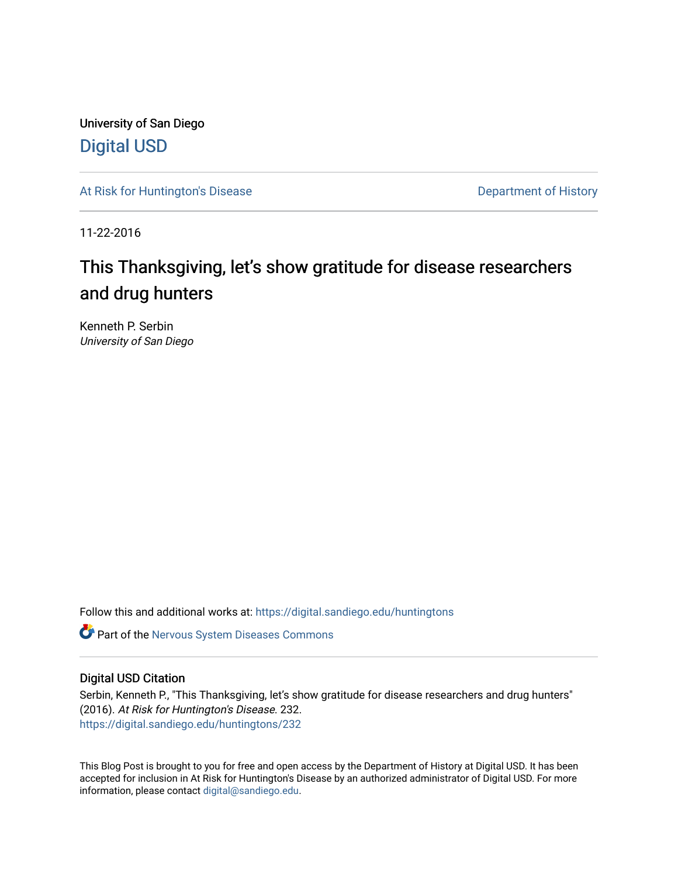University of San Diego

Digital USD

At Risk for Huntington's Disease

Department of History

11-22-2016

# This Thanksgiving, let's show gratitude for disease researchers and drug hunters

Kenneth P. Serbin
*University of San Diego*

Follow this and additional works at: https://digital.sandiego.edu/huntingtons

Part of the Nervous System Diseases Commons

## Digital USD Citation

Serbin, Kenneth P., "This Thanksgiving, let's show gratitude for disease researchers and drug hunters" (2016). *At Risk for Huntington's Disease*. 232.
https://digital.sandiego.edu/huntingtons/232

This Blog Post is brought to you for free and open access by the Department of History at Digital USD. It has been accepted for inclusion in At Risk for Huntington's Disease by an authorized administrator of Digital USD. For more information, please contact digital@sandiego.edu.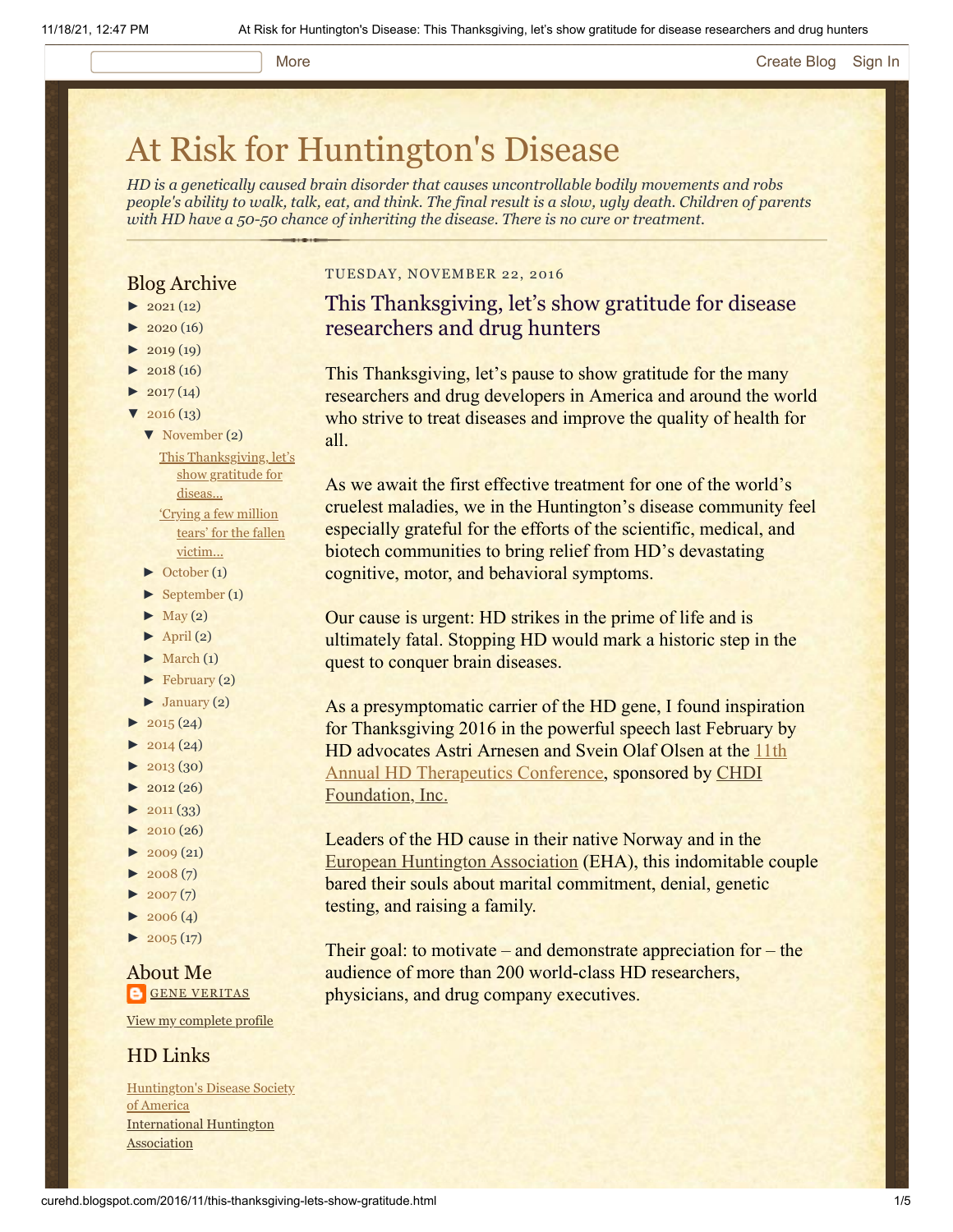# At Risk for Huntington's Disease

*HD is a genetically caused brain disorder that causes uncontrollable bodily movements and robs people's ability to walk, talk, eat, and think. The final result is a slow, ugly death. Children of parents with HD have a 50-50 chance of inheriting the disease. There is no cure or treatment.*

## Blog Archive

- ► 2021 (12)
- ► 2020 (16)
- ► 2019 (19)
- ► 2018 (16)
- ► 2017 (14)
- ▼ 2016 (13)
  - ▼ November (2)
    - This Thanksgiving, let's show gratitude for diseas...
    - 'Crying a few million tears' for the fallen victim...
  - ► October (1)
  - ► September (1)
  - ► May (2)
  - ► April (2)
  - ► March (1)
  - ► February (2)
  - ► January (2)
- ► 2015 (24)
- ► 2014 (24)
- ► 2013 (30)
- ► 2012 (26)
- ► 2011 (33)
- ► 2010 (26)
- ► 2009 (21)
- ► 2008 (7)
- ► 2007 (7)
- ► 2006 (4)
- ► 2005 (17)

## About Me

GENE VERITAS

View my complete profile

## HD Links

Huntington's Disease Society of America

International Huntington Association

TUESDAY, NOVEMBER 22, 2016

## This Thanksgiving, let's show gratitude for disease researchers and drug hunters

This Thanksgiving, let's pause to show gratitude for the many researchers and drug developers in America and around the world who strive to treat diseases and improve the quality of health for all.

As we await the first effective treatment for one of the world's cruelest maladies, we in the Huntington's disease community feel especially grateful for the efforts of the scientific, medical, and biotech communities to bring relief from HD's devastating cognitive, motor, and behavioral symptoms.

Our cause is urgent: HD strikes in the prime of life and is ultimately fatal. Stopping HD would mark a historic step in the quest to conquer brain diseases.

As a presymptomatic carrier of the HD gene, I found inspiration for Thanksgiving 2016 in the powerful speech last February by HD advocates Astri Arnesen and Svein Olaf Olsen at the 11th Annual HD Therapeutics Conference, sponsored by CHDI Foundation, Inc.

Leaders of the HD cause in their native Norway and in the European Huntington Association (EHA), this indomitable couple bared their souls about marital commitment, denial, genetic testing, and raising a family.

Their goal: to motivate – and demonstrate appreciation for – the audience of more than 200 world-class HD researchers, physicians, and drug company executives.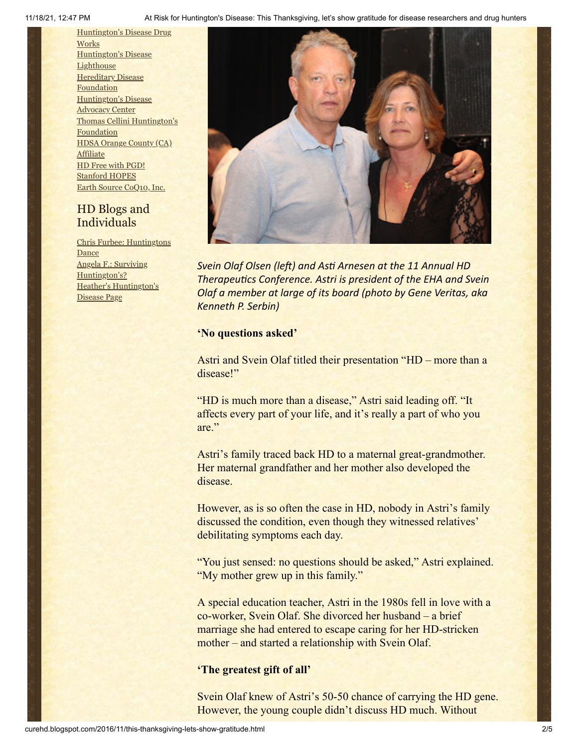[Huntington's Disease Drug Works](#)
[Huntington's Disease Lighthouse](#)
[Hereditary Disease Foundation](#)
[Huntington's Disease Advocacy Center](#)
[Thomas Cellini Huntington's Foundation](#)
[HDSA Orange County (CA) Affiliate](#)
[HD Free with PGD!](#)
[Stanford HOPES](#)
[Earth Source CoQ10, Inc.](#)

## HD Blogs and Individuals

[Chris Furbee: Huntingtons Dance](#)
[Angela F.: Surviving Huntington's?](#)
[Heather's Huntington's Disease Page](#)

*Svein Olaf Olsen (left) and Asti Arnesen at the 11 Annual HD Therapeutics Conference. Astri is president of the EHA and Svein Olaf a member at large of its board (photo by Gene Veritas, aka Kenneth P. Serbin)*

**'No questions asked'**

Astri and Svein Olaf titled their presentation "HD – more than a disease!"

"HD is much more than a disease," Astri said leading off. "It affects every part of your life, and it's really a part of who you are."

Astri's family traced back HD to a maternal great-grandmother. Her maternal grandfather and her mother also developed the disease.

However, as is so often the case in HD, nobody in Astri's family discussed the condition, even though they witnessed relatives' debilitating symptoms each day.

"You just sensed: no questions should be asked," Astri explained. "My mother grew up in this family."

A special education teacher, Astri in the 1980s fell in love with a co-worker, Svein Olaf. She divorced her husband – a brief marriage she had entered to escape caring for her HD-stricken mother – and started a relationship with Svein Olaf.

**'The greatest gift of all'**

Svein Olaf knew of Astri's 50-50 chance of carrying the HD gene. However, the young couple didn't discuss HD much. Without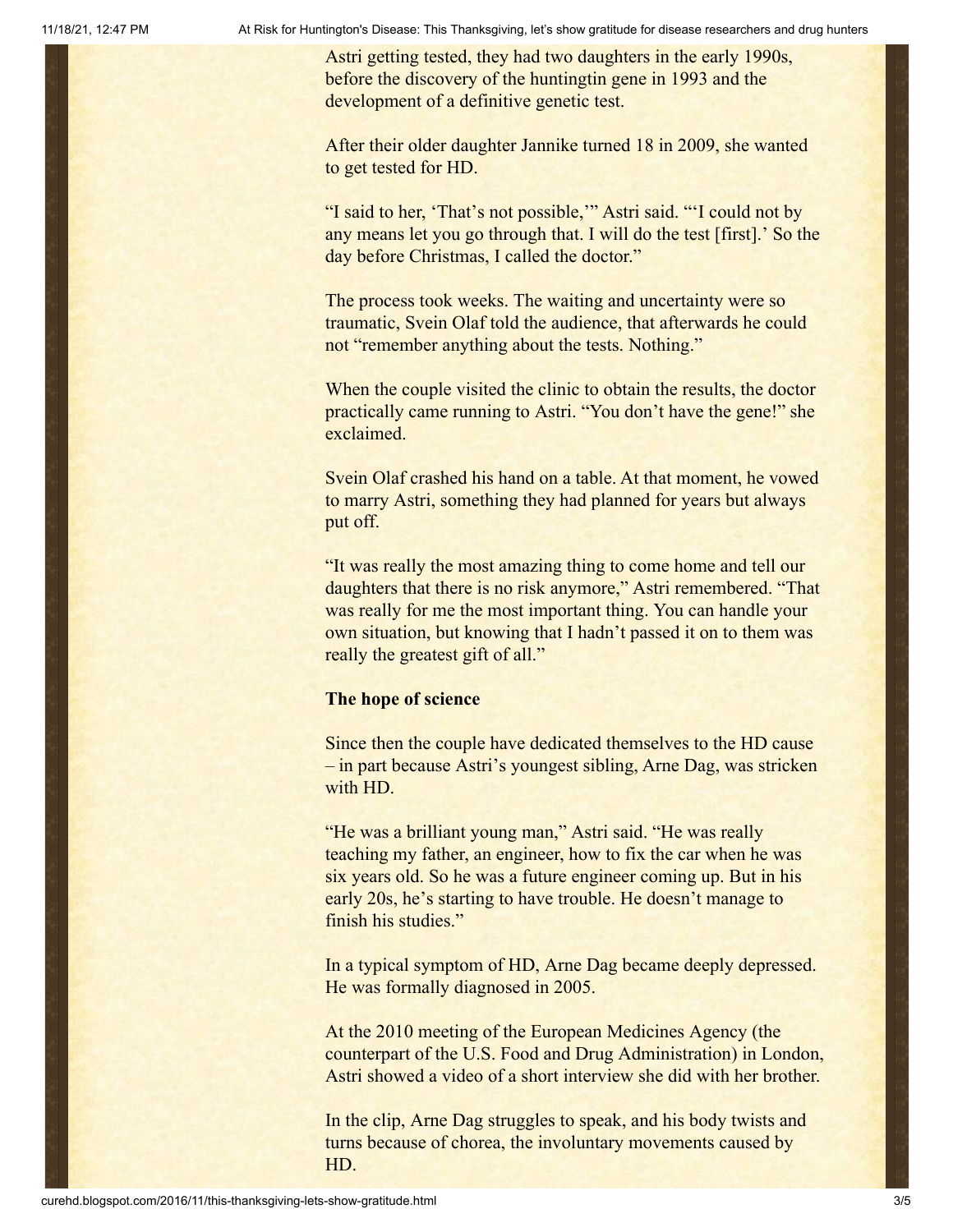Astri getting tested, they had two daughters in the early 1990s, before the discovery of the huntingtin gene in 1993 and the development of a definitive genetic test.

After their older daughter Jannike turned 18 in 2009, she wanted to get tested for HD.

"I said to her, 'That's not possible,'" Astri said. "'I could not by any means let you go through that. I will do the test [first].' So the day before Christmas, I called the doctor."

The process took weeks. The waiting and uncertainty were so traumatic, Svein Olaf told the audience, that afterwards he could not "remember anything about the tests. Nothing."

When the couple visited the clinic to obtain the results, the doctor practically came running to Astri. "You don't have the gene!" she exclaimed.

Svein Olaf crashed his hand on a table. At that moment, he vowed to marry Astri, something they had planned for years but always put off.

"It was really the most amazing thing to come home and tell our daughters that there is no risk anymore," Astri remembered. "That was really for me the most important thing. You can handle your own situation, but knowing that I hadn't passed it on to them was really the greatest gift of all."

**The hope of science**

Since then the couple have dedicated themselves to the HD cause – in part because Astri's youngest sibling, Arne Dag, was stricken with HD.

"He was a brilliant young man," Astri said. "He was really teaching my father, an engineer, how to fix the car when he was six years old. So he was a future engineer coming up. But in his early 20s, he's starting to have trouble. He doesn't manage to finish his studies."

In a typical symptom of HD, Arne Dag became deeply depressed. He was formally diagnosed in 2005.

At the 2010 meeting of the European Medicines Agency (the counterpart of the U.S. Food and Drug Administration) in London, Astri showed a video of a short interview she did with her brother.

In the clip, Arne Dag struggles to speak, and his body twists and turns because of chorea, the involuntary movements caused by HD.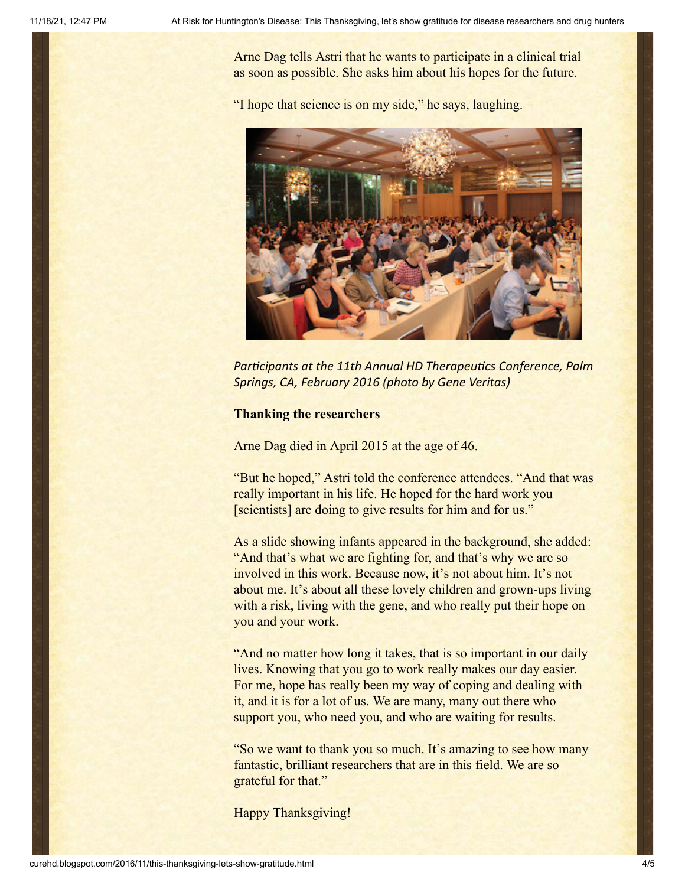Arne Dag tells Astri that he wants to participate in a clinical trial as soon as possible. She asks him about his hopes for the future.

"I hope that science is on my side," he says, laughing.

*Participants at the 11th Annual HD Therapeutics Conference, Palm Springs, CA, February 2016 (photo by Gene Veritas)*

**Thanking the researchers**

Arne Dag died in April 2015 at the age of 46.

"But he hoped," Astri told the conference attendees. "And that was really important in his life. He hoped for the hard work you [scientists] are doing to give results for him and for us."

As a slide showing infants appeared in the background, she added: "And that's what we are fighting for, and that's why we are so involved in this work. Because now, it's not about him. It's not about me. It's about all these lovely children and grown-ups living with a risk, living with the gene, and who really put their hope on you and your work.

"And no matter how long it takes, that is so important in our daily lives. Knowing that you go to work really makes our day easier. For me, hope has really been my way of coping and dealing with it, and it is for a lot of us. We are many, many out there who support you, who need you, and who are waiting for results.

"So we want to thank you so much. It's amazing to see how many fantastic, brilliant researchers that are in this field. We are so grateful for that."

Happy Thanksgiving!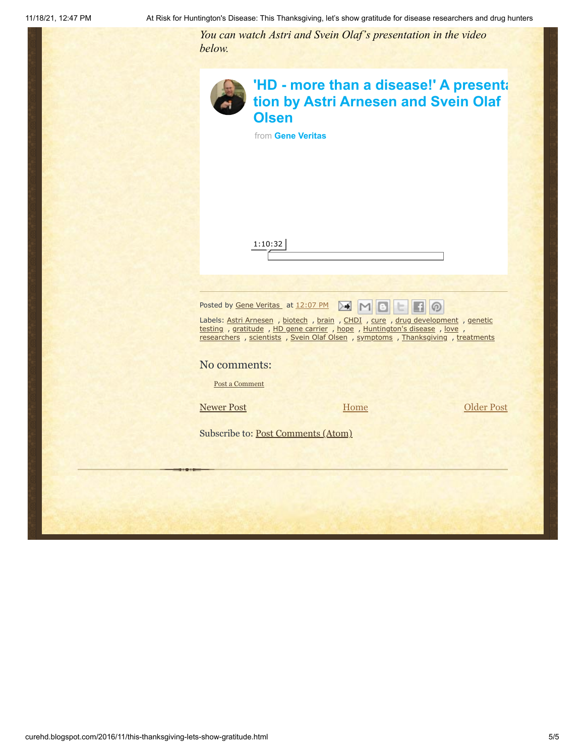*You can watch Astri and Svein Olaf's presentation in the video below.*

**'HD - more than a disease!' A presentation by Astri Arnesen and Svein Olaf Olsen**

from **Gene Veritas**

1:10:32

Posted by Gene Veritas at 12:07 PM

Labels: Astri Arnesen , biotech , brain , CHDI , cure , drug development , genetic testing , gratitude , HD gene carrier , hope , Huntington's disease , love , researchers , scientists , Svein Olaf Olsen , symptoms , Thanksgiving , treatments

## No comments:

Post a Comment

Newer Post | Home | Older Post

Subscribe to: Post Comments (Atom)